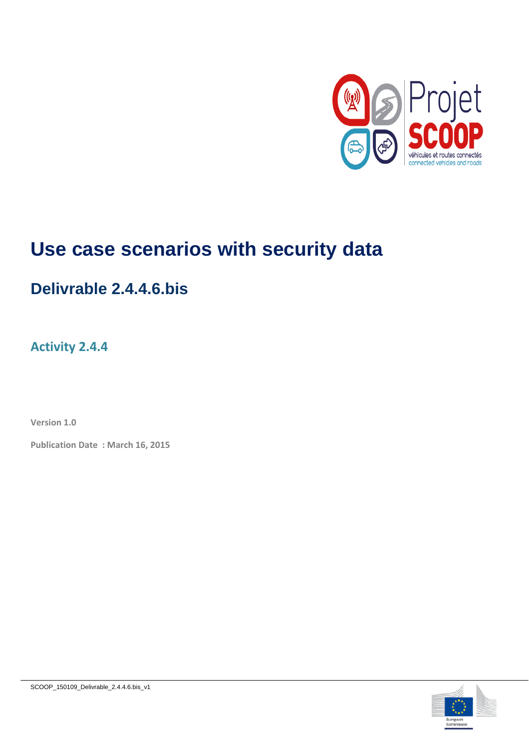# Use case scenarios with security data

## Delivrable 2.4.4.6.bis

### Activity 2.4.4

**Version 1.0**

**Publication Date : March 16, 2015**

SCOOP_150109_Delivrable_2.4.4.6.bis_v1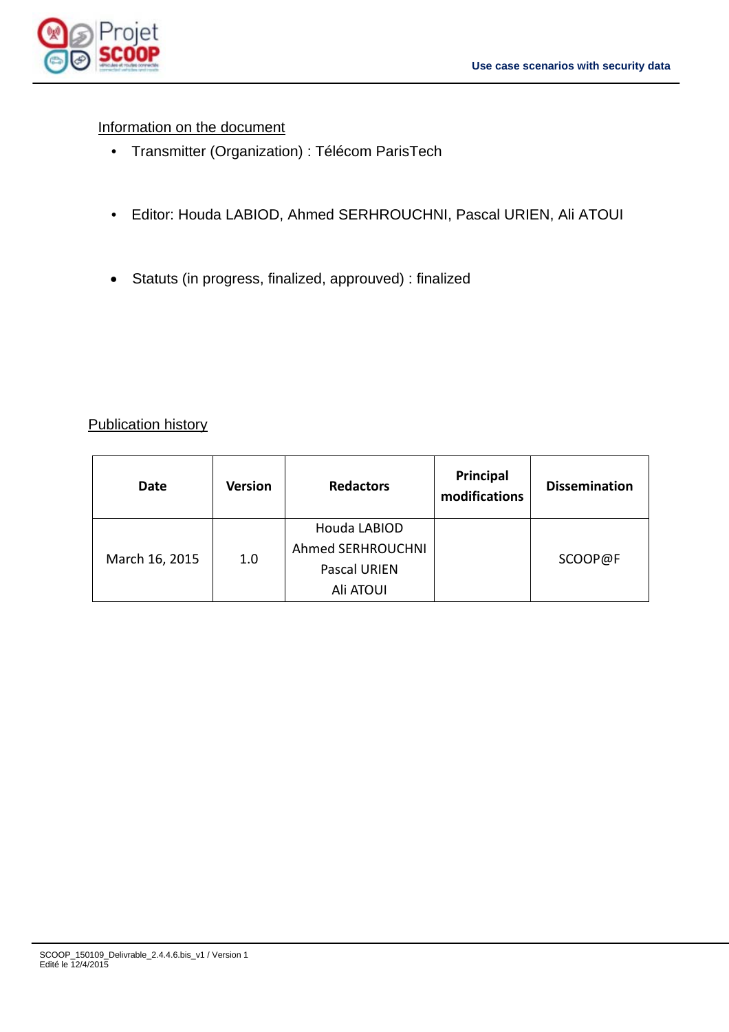Information on the document

- Transmitter (Organization) : Télécom ParisTech

- Editor: Houda LABIOD, Ahmed SERHROUCHNI, Pascal URIEN, Ali ATOUI

- Statuts (in progress, finalized, approuved) : finalized

Publication history

| Date | Version | Redactors | Principal modifications | Dissemination |
|---|---|---|---|---|
| March 16, 2015 | 1.0 | Houda LABIOD<br>Ahmed SERHROUCHNI<br>Pascal URIEN<br>Ali ATOUI | | SCOOP@F |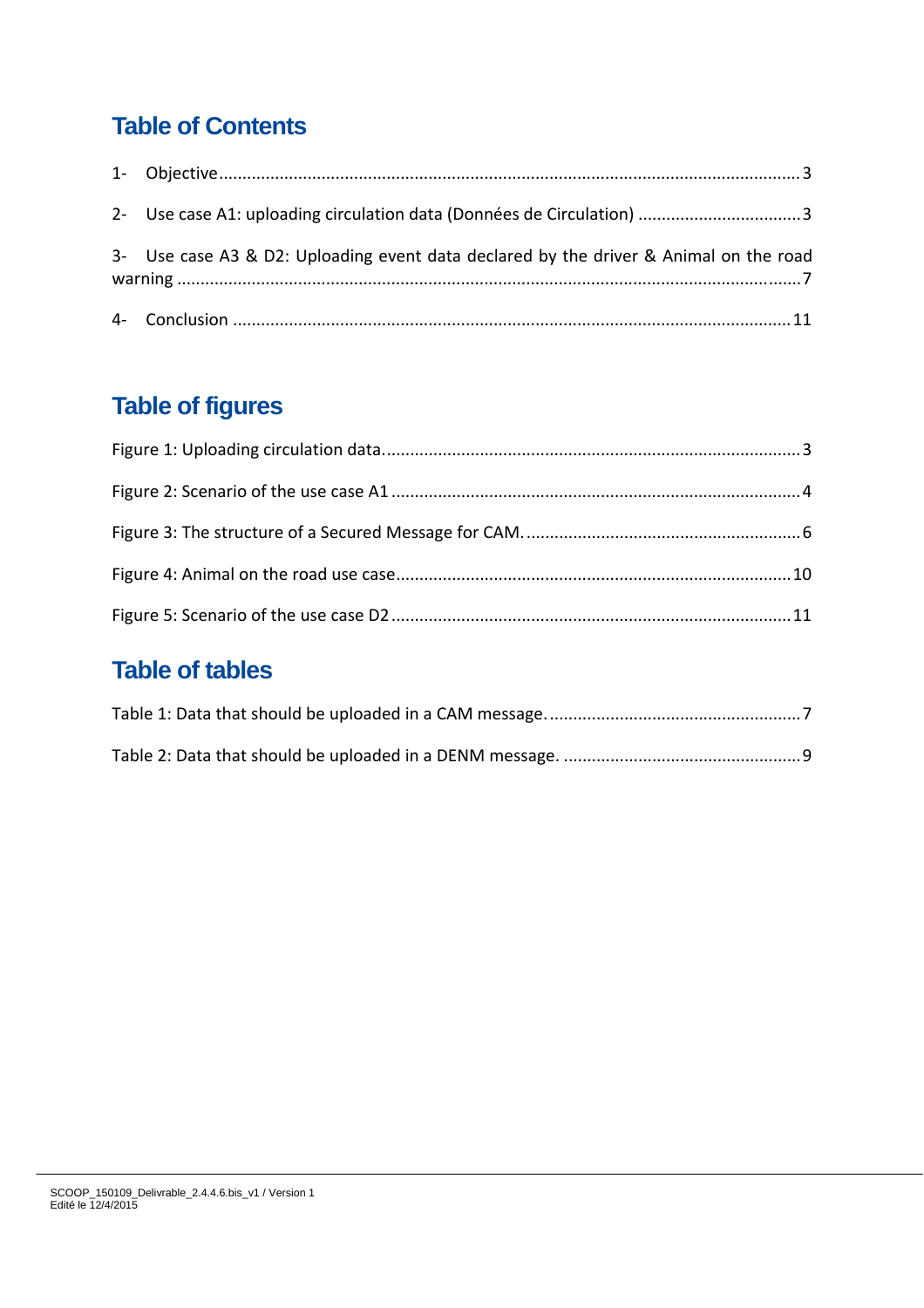## Table of Contents

1- Objective ........................................................................................................................ 3

2- Use case A1: uploading circulation data (Données de Circulation) .................................. 3

3- Use case A3 & D2: Uploading event data declared by the driver & Animal on the road warning .................................................................................................................................... 7

4- Conclusion ..................................................................................................................... 11

## Table of figures

Figure 1: Uploading circulation data......................................................................................... 3

Figure 2: Scenario of the use case A1 ...................................................................................... 4

Figure 3: The structure of a Secured Message for CAM. .......................................................... 6

Figure 4: Animal on the road use case.................................................................................... 10

Figure 5: Scenario of the use case D2 .................................................................................... 11

## Table of tables

Table 1: Data that should be uploaded in a CAM message...................................................... 7

Table 2: Data that should be uploaded in a DENM message. .................................................. 9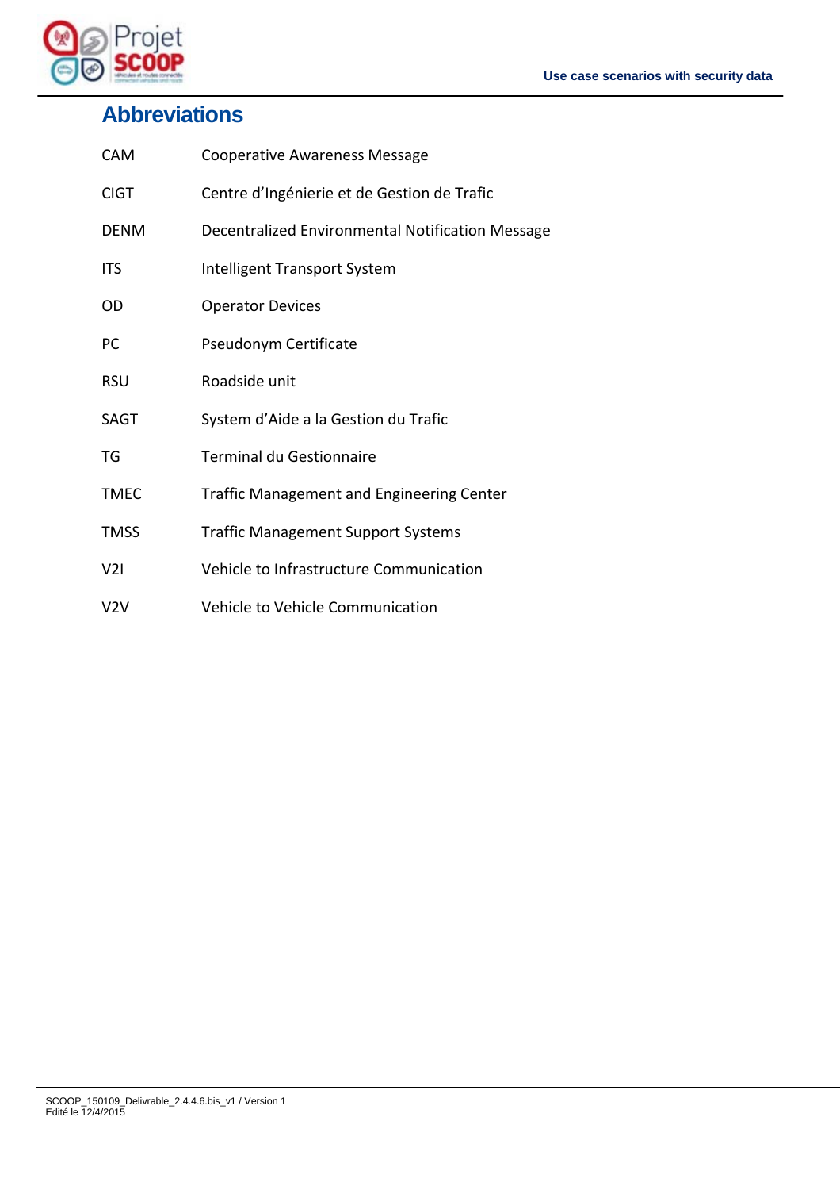# Abbreviations

| | |
|---|---|
| CAM | Cooperative Awareness Message |
| CIGT | Centre d'Ingénierie et de Gestion de Trafic |
| DENM | Decentralized Environmental Notification Message |
| ITS | Intelligent Transport System |
| OD | Operator Devices |
| PC | Pseudonym Certificate |
| RSU | Roadside unit |
| SAGT | System d'Aide a la Gestion du Trafic |
| TG | Terminal du Gestionnaire |
| TMEC | Traffic Management and Engineering Center |
| TMSS | Traffic Management Support Systems |
| V2I | Vehicle to Infrastructure Communication |
| V2V | Vehicle to Vehicle Communication |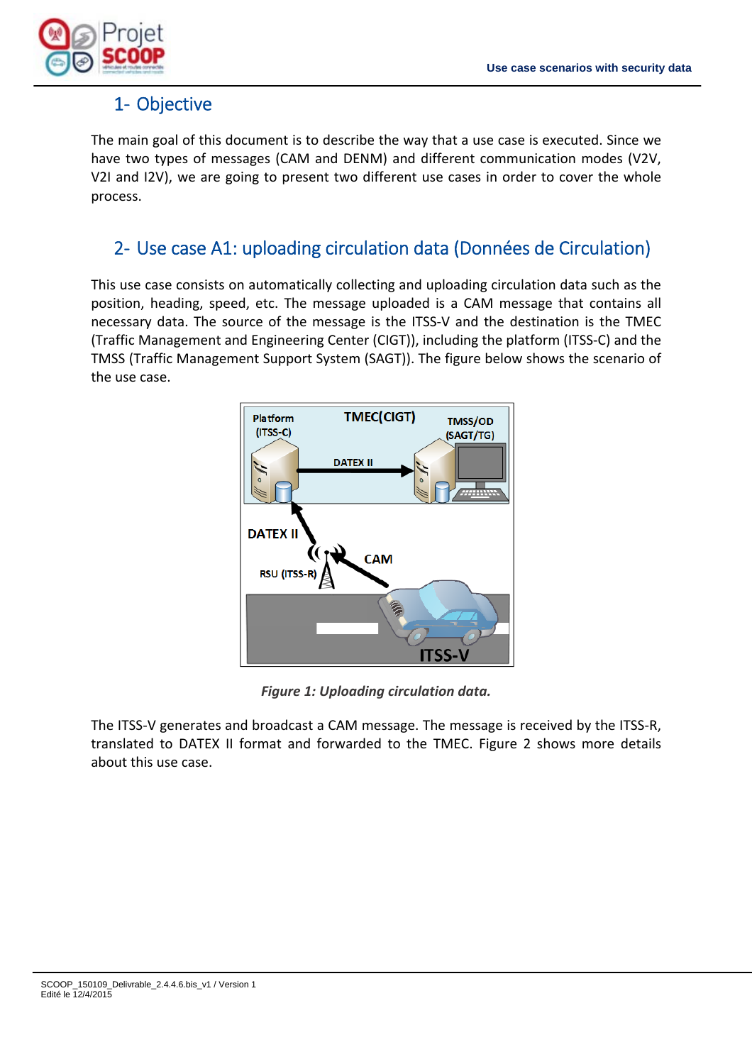## 1- Objective

The main goal of this document is to describe the way that a use case is executed. Since we have two types of messages (CAM and DENM) and different communication modes (V2V, V2I and I2V), we are going to present two different use cases in order to cover the whole process.

## 2- Use case A1: uploading circulation data (Données de Circulation)

This use case consists on automatically collecting and uploading circulation data such as the position, heading, speed, etc. The message uploaded is a CAM message that contains all necessary data. The source of the message is the ITSS-V and the destination is the TMEC (Traffic Management and Engineering Center (CIGT)), including the platform (ITSS-C) and the TMSS (Traffic Management Support System (SAGT)). The figure below shows the scenario of the use case.

*Figure 1: Uploading circulation data.*

The ITSS-V generates and broadcast a CAM message. The message is received by the ITSS-R, translated to DATEX II format and forwarded to the TMEC. Figure 2 shows more details about this use case.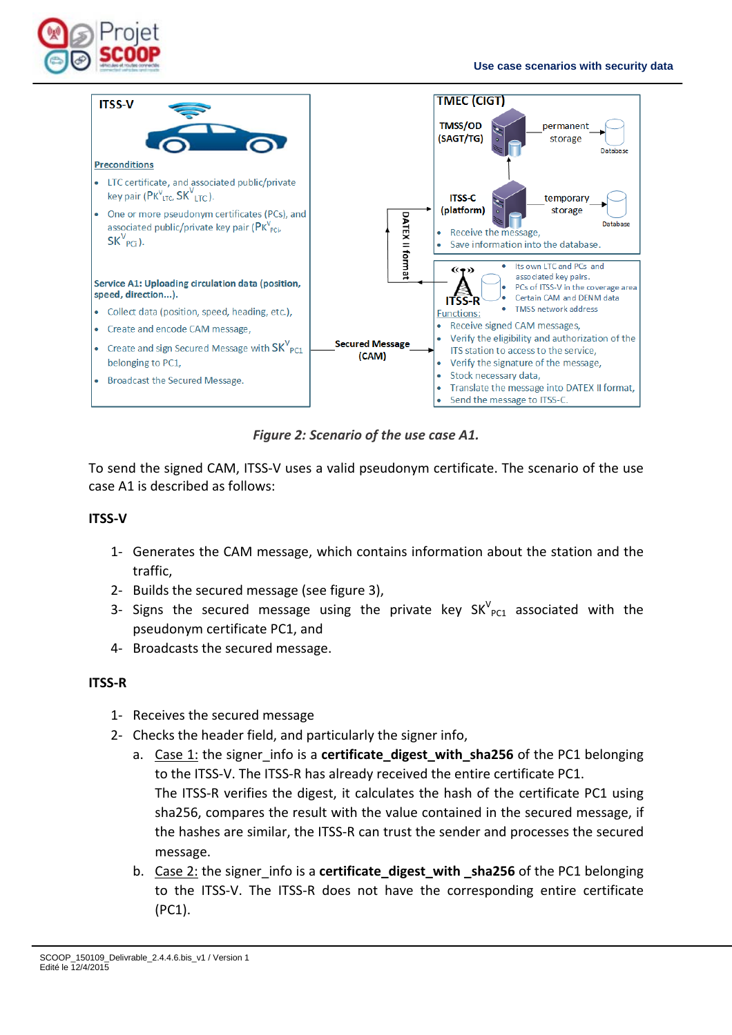**ITSS-V**

Preconditions

- LTC certificate, and associated public/private key pair ($PK^V_{LTC}$, $SK^V_{LTC}$).
- One or more pseudonym certificates (PCs), and associated public/private key pair ($PK^V_{PCi}$, $SK^V_{PCi}$).

Service A1: Uploading circulation data (position, speed, direction…).

- Collect data (position, speed, heading, etc.),
- Create and encode CAM message,
- Create and sign Secured Message with $SK^V_{PC1}$ belonging to PC1,
- Broadcast the Secured Message.

Secured Message (CAM)

**TMEC (CIGT)**

TMSS/OD (SAGT/TG) — permanent storage — Database

ITSS-C (platform) — temporary storage — Database

- Receive the message,
- Save information into the database.

DATEX II format

**ITSS-R**

- Its own LTC and PCs and associated key pairs.
- PCs of ITSS-V in the coverage area
- Certain CAM and DENM data
- TMSS network address

Functions:

- Receive signed CAM messages,
- Verify the eligibility and authorization of the ITS station to access to the service,
- Verify the signature of the message,
- Stock necessary data,
- Translate the message into DATEX II format,
- Send the message to ITSS-C.

*Figure 2: Scenario of the use case A1.*

To send the signed CAM, ITSS-V uses a valid pseudonym certificate. The scenario of the use case A1 is described as follows:

**ITSS-V**

1- Generates the CAM message, which contains information about the station and the traffic,

2- Builds the secured message (see figure 3),

3- Signs the secured message using the private key $SK^V_{PC1}$ associated with the pseudonym certificate PC1, and

4- Broadcasts the secured message.

**ITSS-R**

1- Receives the secured message

2- Checks the header field, and particularly the signer info,

a. Case 1: the signer_info is a **certificate_digest_with_sha256** of the PC1 belonging to the ITSS-V. The ITSS-R has already received the entire certificate PC1.
The ITSS-R verifies the digest, it calculates the hash of the certificate PC1 using sha256, compares the result with the value contained in the secured message, if the hashes are similar, the ITSS-R can trust the sender and processes the secured message.

b. Case 2: the signer_info is a **certificate_digest_with _sha256** of the PC1 belonging to the ITSS-V. The ITSS-R does not have the corresponding entire certificate (PC1).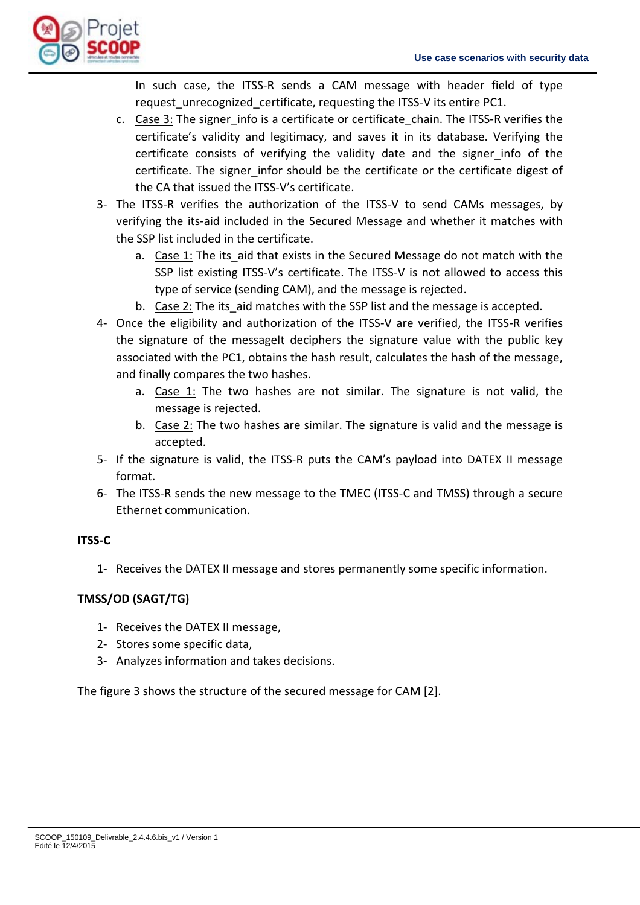In such case, the ITSS-R sends a CAM message with header field of type request_unrecognized_certificate, requesting the ITSS-V its entire PC1.

   c. <u>Case 3:</u> The signer_info is a certificate or certificate_chain. The ITSS-R verifies the certificate's validity and legitimacy, and saves it in its database. Verifying the certificate consists of verifying the validity date and the signer_info of the certificate. The signer_infor should be the certificate or the certificate digest of the CA that issued the ITSS-V's certificate.

3- The ITSS-R verifies the authorization of the ITSS-V to send CAMs messages, by verifying the its-aid included in the Secured Message and whether it matches with the SSP list included in the certificate.
   a. <u>Case 1:</u> The its_aid that exists in the Secured Message do not match with the SSP list existing ITSS-V's certificate. The ITSS-V is not allowed to access this type of service (sending CAM), and the message is rejected.
   b. <u>Case 2:</u> The its_aid matches with the SSP list and the message is accepted.
4- Once the eligibility and authorization of the ITSS-V are verified, the ITSS-R verifies the signature of the messageIt deciphers the signature value with the public key associated with the PC1, obtains the hash result, calculates the hash of the message, and finally compares the two hashes.
   a. <u>Case 1:</u> The two hashes are not similar. The signature is not valid, the message is rejected.
   b. <u>Case 2:</u> The two hashes are similar. The signature is valid and the message is accepted.
5- If the signature is valid, the ITSS-R puts the CAM's payload into DATEX II message format.
6- The ITSS-R sends the new message to the TMEC (ITSS-C and TMSS) through a secure Ethernet communication.

**ITSS-C**

1- Receives the DATEX II message and stores permanently some specific information.

**TMSS/OD (SAGT/TG)**

1- Receives the DATEX II message,
2- Stores some specific data,
3- Analyzes information and takes decisions.

The figure 3 shows the structure of the secured message for CAM [2].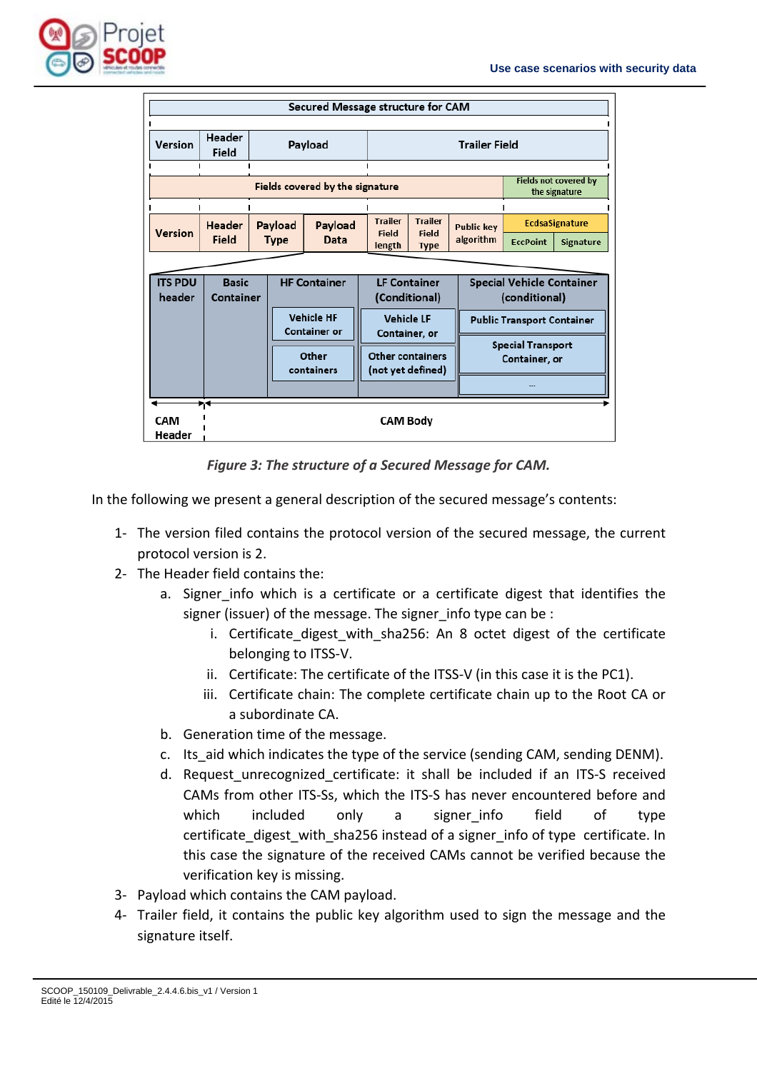| Secured Message structure for CAM | | | |
|---|---|---|---|
| Version | Header Field | Payload | Trailer Field |

| Fields covered by the signature | | | | | | | Fields not covered by the signature | |
|---|---|---|---|---|---|---|---|---|
| Version | Header Field | Payload Type | Payload Data | Trailer Field length | Trailer Field Type | Public key algorithm | EcdsaSignature | |
| | | | | | | | EccPoint | Signature |

| ITS PDU header | Basic Container | HF Container | LF Container (Conditional) | Special Vehicle Container (conditional) |
|---|---|---|---|---|
| | | Vehicle HF Container or | Vehicle LF Container, or | Public Transport Container |
| | | Other containers | Other containers (not yet defined) | Special Transport Container, or |
| | | | | ... |
| CAM Header | CAM Body | | | |

*Figure 3: The structure of a Secured Message for CAM.*

In the following we present a general description of the secured message's contents:

1- The version filed contains the protocol version of the secured message, the current protocol version is 2.

2- The Header field contains the:

   a. Signer_info which is a certificate or a certificate digest that identifies the signer (issuer) of the message. The signer_info type can be :

      i. Certificate_digest_with_sha256: An 8 octet digest of the certificate belonging to ITSS-V.

      ii. Certificate: The certificate of the ITSS-V (in this case it is the PC1).

      iii. Certificate chain: The complete certificate chain up to the Root CA or a subordinate CA.

   b. Generation time of the message.

   c. Its_aid which indicates the type of the service (sending CAM, sending DENM).

   d. Request_unrecognized_certificate: it shall be included if an ITS-S received CAMs from other ITS-Ss, which the ITS-S has never encountered before and which included only a signer_info field of type certificate_digest_with_sha256 instead of a signer_info of type certificate. In this case the signature of the received CAMs cannot be verified because the verification key is missing.

3- Payload which contains the CAM payload.

4- Trailer field, it contains the public key algorithm used to sign the message and the signature itself.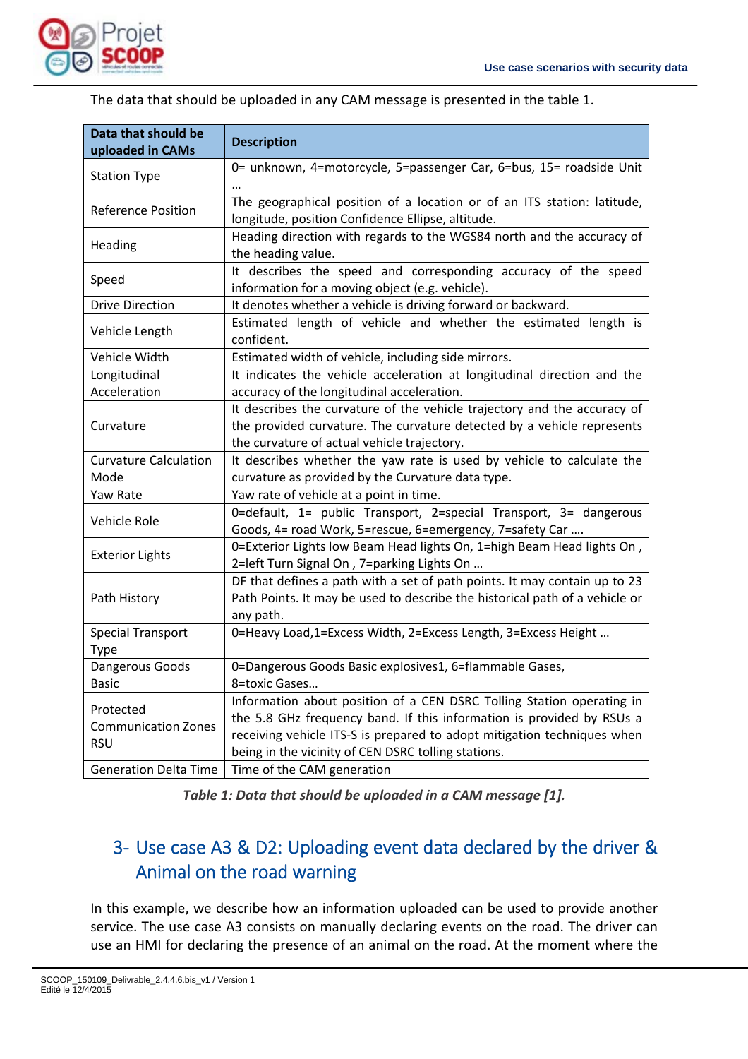The data that should be uploaded in any CAM message is presented in the table 1.

| Data that should be uploaded in CAMs | Description |
|---|---|
| Station Type | 0= unknown, 4=motorcycle, 5=passenger Car, 6=bus, 15= roadside Unit … |
| Reference Position | The geographical position of a location or of an ITS station: latitude, longitude, position Confidence Ellipse, altitude. |
| Heading | Heading direction with regards to the WGS84 north and the accuracy of the heading value. |
| Speed | It describes the speed and corresponding accuracy of the speed information for a moving object (e.g. vehicle). |
| Drive Direction | It denotes whether a vehicle is driving forward or backward. |
| Vehicle Length | Estimated length of vehicle and whether the estimated length is confident. |
| Vehicle Width | Estimated width of vehicle, including side mirrors. |
| Longitudinal Acceleration | It indicates the vehicle acceleration at longitudinal direction and the accuracy of the longitudinal acceleration. |
| Curvature | It describes the curvature of the vehicle trajectory and the accuracy of the provided curvature. The curvature detected by a vehicle represents the curvature of actual vehicle trajectory. |
| Curvature Calculation Mode | It describes whether the yaw rate is used by vehicle to calculate the curvature as provided by the Curvature data type. |
| Yaw Rate | Yaw rate of vehicle at a point in time. |
| Vehicle Role | 0=default, 1= public Transport, 2=special Transport, 3= dangerous Goods, 4= road Work, 5=rescue, 6=emergency, 7=safety Car …. |
| Exterior Lights | 0=Exterior Lights low Beam Head lights On, 1=high Beam Head lights On , 2=left Turn Signal On , 7=parking Lights On … |
| Path History | DF that defines a path with a set of path points. It may contain up to 23 Path Points. It may be used to describe the historical path of a vehicle or any path. |
| Special Transport Type | 0=Heavy Load,1=Excess Width, 2=Excess Length, 3=Excess Height … |
| Dangerous Goods Basic | 0=Dangerous Goods Basic explosives1, 6=flammable Gases, 8=toxic Gases… |
| Protected Communication Zones RSU | Information about position of a CEN DSRC Tolling Station operating in the 5.8 GHz frequency band. If this information is provided by RSUs a receiving vehicle ITS-S is prepared to adopt mitigation techniques when being in the vicinity of CEN DSRC tolling stations. |
| Generation Delta Time | Time of the CAM generation |

*Table 1: Data that should be uploaded in a CAM message [1].*

## 3- Use case A3 & D2: Uploading event data declared by the driver & Animal on the road warning

In this example, we describe how an information uploaded can be used to provide another service. The use case A3 consists on manually declaring events on the road. The driver can use an HMI for declaring the presence of an animal on the road. At the moment where the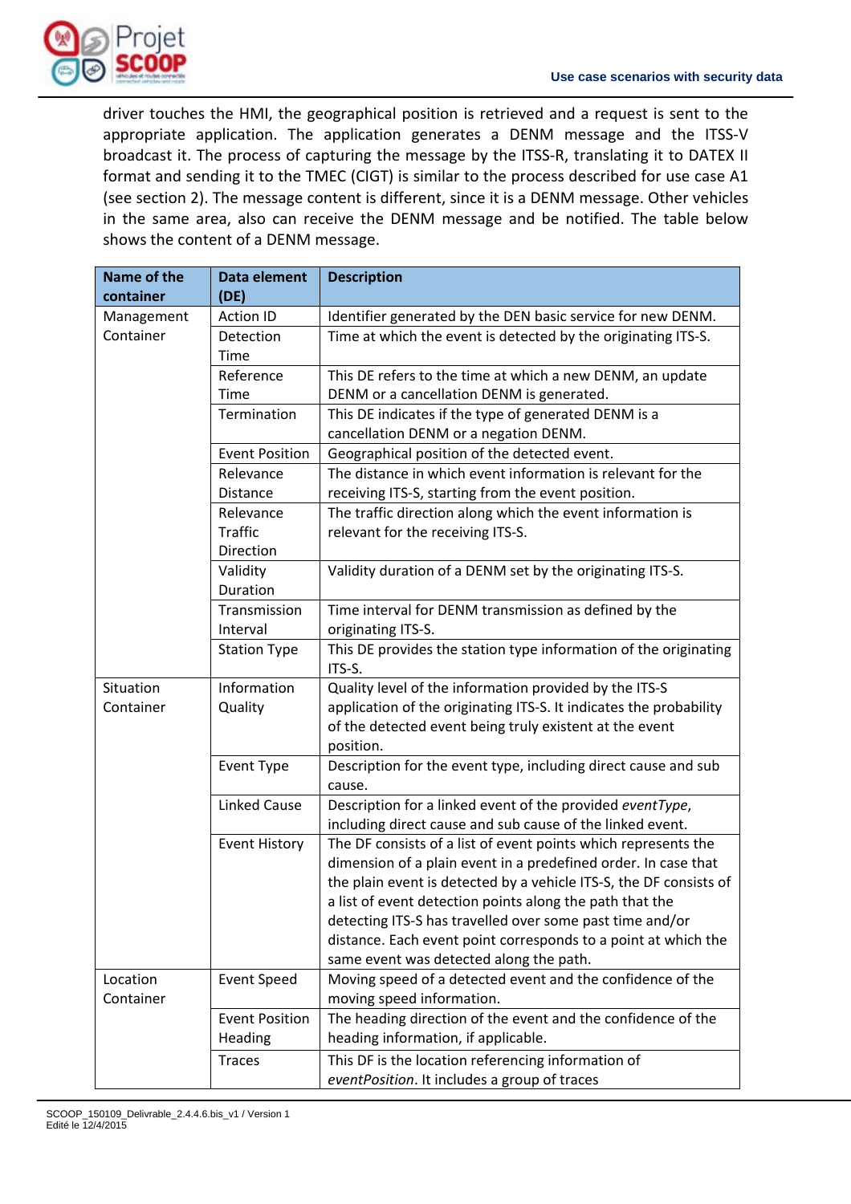driver touches the HMI, the geographical position is retrieved and a request is sent to the appropriate application. The application generates a DENM message and the ITSS-V broadcast it. The process of capturing the message by the ITSS-R, translating it to DATEX II format and sending it to the TMEC (CIGT) is similar to the process described for use case A1 (see section 2). The message content is different, since it is a DENM message. Other vehicles in the same area, also can receive the DENM message and be notified. The table below shows the content of a DENM message.

| Name of the container | Data element (DE) | Description |
|---|---|---|
| Management Container | Action ID | Identifier generated by the DEN basic service for new DENM. |
| | Detection Time | Time at which the event is detected by the originating ITS-S. |
| | Reference Time | This DE refers to the time at which a new DENM, an update DENM or a cancellation DENM is generated. |
| | Termination | This DE indicates if the type of generated DENM is a cancellation DENM or a negation DENM. |
| | Event Position | Geographical position of the detected event. |
| | Relevance Distance | The distance in which event information is relevant for the receiving ITS-S, starting from the event position. |
| | Relevance Traffic Direction | The traffic direction along which the event information is relevant for the receiving ITS-S. |
| | Validity Duration | Validity duration of a DENM set by the originating ITS-S. |
| | Transmission Interval | Time interval for DENM transmission as defined by the originating ITS-S. |
| | Station Type | This DE provides the station type information of the originating ITS-S. |
| Situation Container | Information Quality | Quality level of the information provided by the ITS-S application of the originating ITS-S. It indicates the probability of the detected event being truly existent at the event position. |
| | Event Type | Description for the event type, including direct cause and sub cause. |
| | Linked Cause | Description for a linked event of the provided *eventType*, including direct cause and sub cause of the linked event. |
| | Event History | The DF consists of a list of event points which represents the dimension of a plain event in a predefined order. In case that the plain event is detected by a vehicle ITS-S, the DF consists of a list of event detection points along the path that the detecting ITS-S has travelled over some past time and/or distance. Each event point corresponds to a point at which the same event was detected along the path. |
| Location Container | Event Speed | Moving speed of a detected event and the confidence of the moving speed information. |
| | Event Position Heading | The heading direction of the event and the confidence of the heading information, if applicable. |
| | Traces | This DF is the location referencing information of *eventPosition*. It includes a group of traces |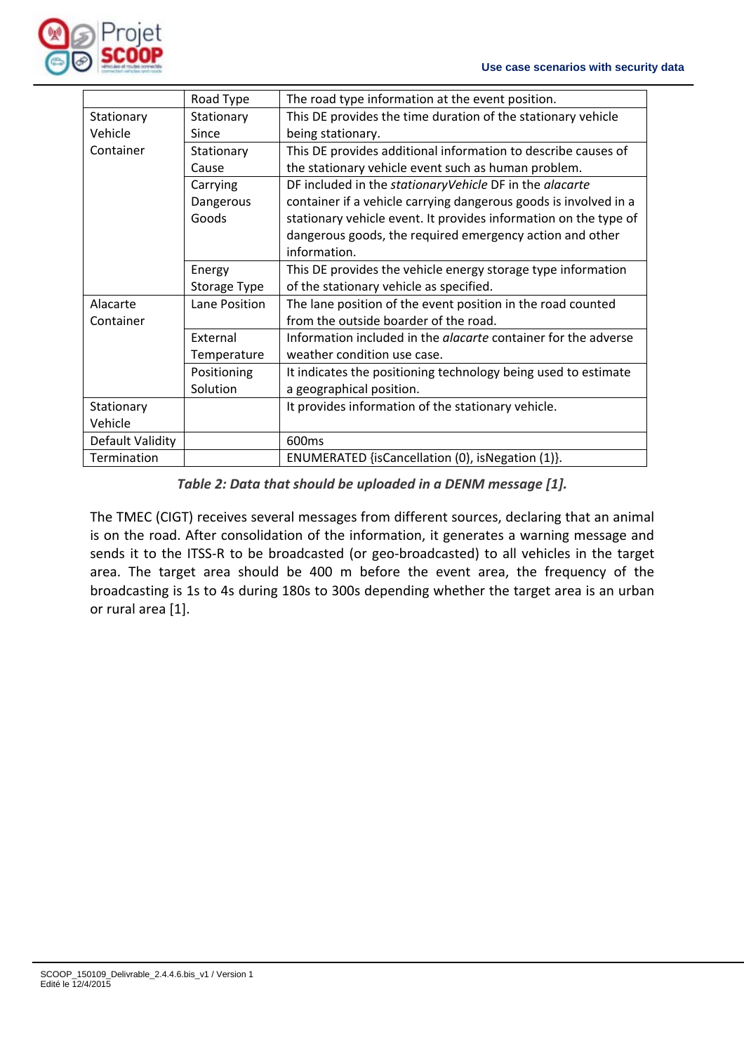| | | |
|---|---|---|
| | Road Type | The road type information at the event position. |
| Stationary Vehicle Container | Stationary Since | This DE provides the time duration of the stationary vehicle being stationary. |
| | Stationary Cause | This DE provides additional information to describe causes of the stationary vehicle event such as human problem. |
| | Carrying Dangerous Goods | DF included in the *stationaryVehicle* DF in the *alacarte* container if a vehicle carrying dangerous goods is involved in a stationary vehicle event. It provides information on the type of dangerous goods, the required emergency action and other information. |
| | Energy Storage Type | This DE provides the vehicle energy storage type information of the stationary vehicle as specified. |
| Alacarte Container | Lane Position | The lane position of the event position in the road counted from the outside boarder of the road. |
| | External Temperature | Information included in the *alacarte* container for the adverse weather condition use case. |
| | Positioning Solution | It indicates the positioning technology being used to estimate a geographical position. |
| Stationary Vehicle | | It provides information of the stationary vehicle. |
| Default Validity | | 600ms |
| Termination | | ENUMERATED {isCancellation (0), isNegation (1)}. |

***Table 2: Data that should be uploaded in a DENM message [1].***

The TMEC (CIGT) receives several messages from different sources, declaring that an animal is on the road. After consolidation of the information, it generates a warning message and sends it to the ITSS-R to be broadcasted (or geo-broadcasted) to all vehicles in the target area. The target area should be 400 m before the event area, the frequency of the broadcasting is 1s to 4s during 180s to 300s depending whether the target area is an urban or rural area [1].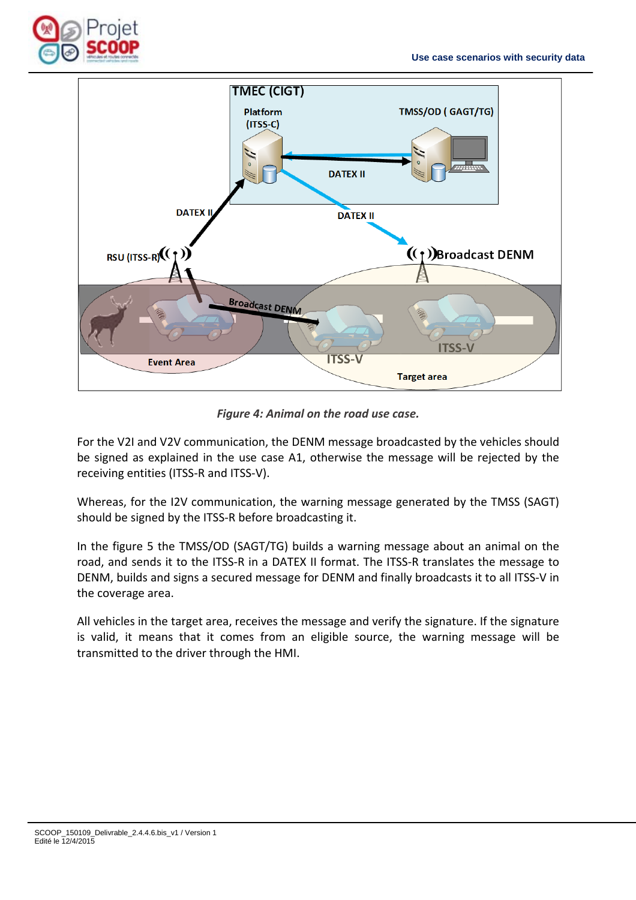*Figure 4: Animal on the road use case.*

For the V2I and V2V communication, the DENM message broadcasted by the vehicles should be signed as explained in the use case A1, otherwise the message will be rejected by the receiving entities (ITSS-R and ITSS-V).

Whereas, for the I2V communication, the warning message generated by the TMSS (SAGT) should be signed by the ITSS-R before broadcasting it.

In the figure 5 the TMSS/OD (SAGT/TG) builds a warning message about an animal on the road, and sends it to the ITSS-R in a DATEX II format. The ITSS-R translates the message to DENM, builds and signs a secured message for DENM and finally broadcasts it to all ITSS-V in the coverage area.

All vehicles in the target area, receives the message and verify the signature. If the signature is valid, it means that it comes from an eligible source, the warning message will be transmitted to the driver through the HMI.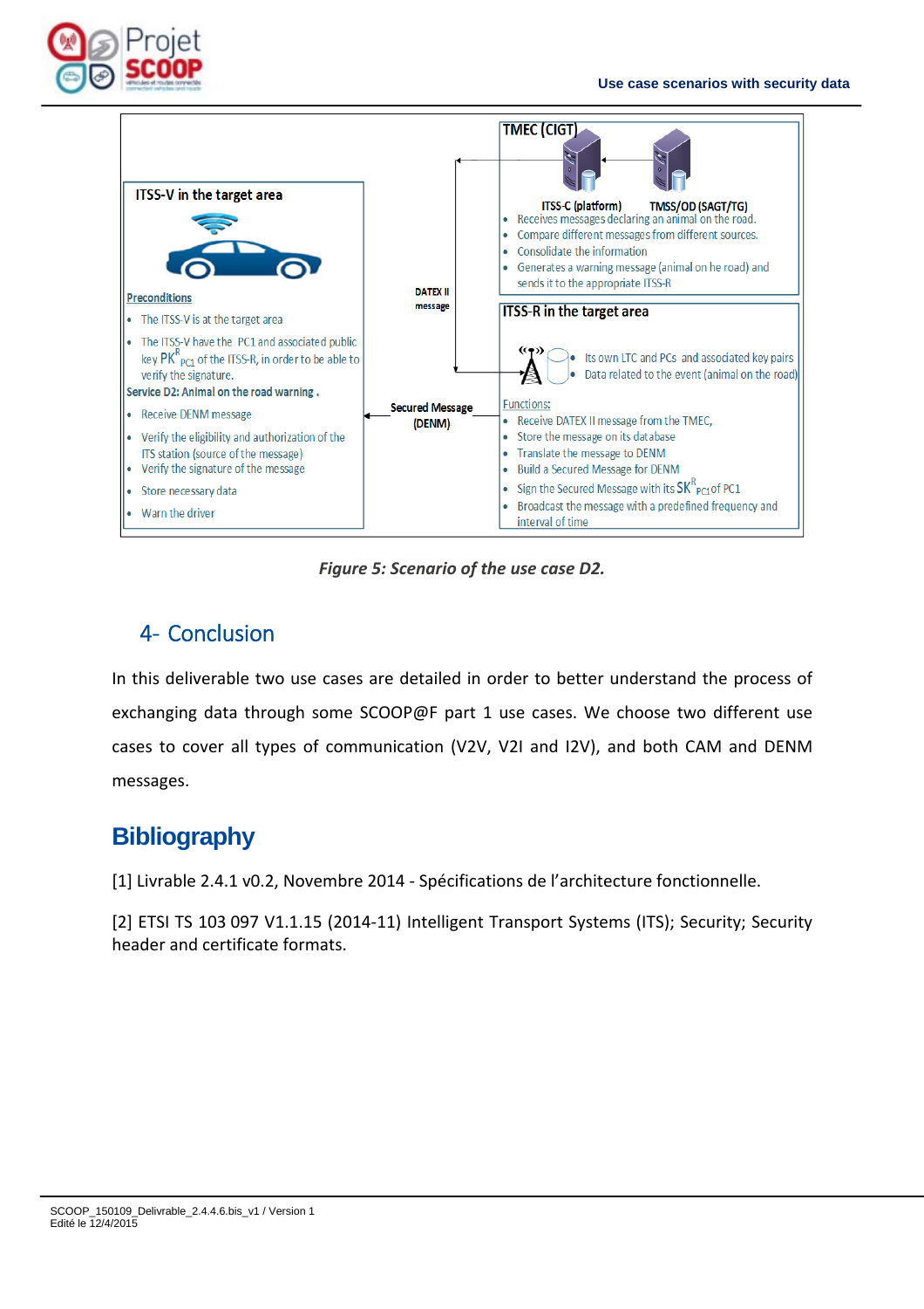ITSS-V in the target area

Preconditions

- The ITSS-V is at the target area
- The ITSS-V have the PC1 and associated public key $PK^{R}_{PC1}$ of the ITSS-R, in order to be able to verify the signature.

Service D2: Animal on the road warning .

- Receive DENM message
- Verify the eligibility and authorization of the ITS station (source of the message)
- Verify the signature of the message
- Store necessary data
- Warn the driver

DATEX II message

Secured Message (DENM)

TMEC (CIGT)

ITSS-C (platform)

TMSS/OD (SAGT/TG)

- Receives messages declaring an animal on the road.
- Compare different messages from different sources.
- Consolidate the information
- Generates a warning message (animal on he road) and sends it to the appropriate ITSS-R

ITSS-R in the target area

- Its own LTC and PCs and associated key pairs
- Data related to the event (animal on the road)

Functions:

- Receive DATEX II message from the TMEC,
- Store the message on its database
- Translate the message to DENM
- Build a Secured Message for DENM
- Sign the Secured Message with its $SK^{R}_{PC1}$ of PC1
- Broadcast the message with a predefined frequency and interval of time

*Figure 5: Scenario of the use case D2.*

## 4- Conclusion

In this deliverable two use cases are detailed in order to better understand the process of exchanging data through some SCOOP@F part 1 use cases. We choose two different use cases to cover all types of communication (V2V, V2I and I2V), and both CAM and DENM messages.

# Bibliography

[1] Livrable 2.4.1 v0.2, Novembre 2014 - Spécifications de l'architecture fonctionnelle.

[2] ETSI TS 103 097 V1.1.15 (2014-11) Intelligent Transport Systems (ITS); Security; Security header and certificate formats.